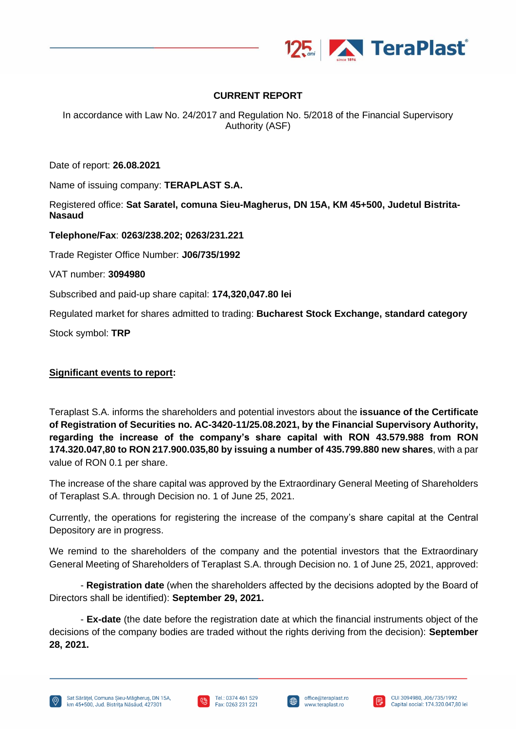# CURRENT REPORT

In accordance with Law No. 24/2017 and Regulation No. 5/2018 of the Financial Supervisory Authority (ASF)

Date of report: **26.08.2021**

Name of issuing company: **TERAPLAST S.A.**

Registered office: **Sat Saratel, comuna Sieu-Magherus, DN 15A, KM 45+500, Judetul Bistrita-Nasaud**

**Telephone/Fax**: **0263/238.202; 0263/231.221**

Trade Register Office Number: **J06/735/1992**

VAT number: **3094980**

Subscribed and paid-up share capital: **174,320,047.80 lei**

Regulated market for shares admitted to trading: **Bucharest Stock Exchange, standard category**

Stock symbol: **TRP**

**Significant events to report:**

Teraplast S.A. informs the shareholders and potential investors about the **issuance of the Certificate of Registration of Securities no. AC-3420-11/25.08.2021, by the Financial Supervisory Authority, regarding the increase of the company's share capital with RON 43.579.988 from RON 174.320.047,80 to RON 217.900.035,80 by issuing a number of 435.799.880 new shares**, with a par value of RON 0.1 per share.

The increase of the share capital was approved by the Extraordinary General Meeting of Shareholders of Teraplast S.A. through Decision no. 1 of June 25, 2021.

Currently, the operations for registering the increase of the company's share capital at the Central Depository are in progress.

We remind to the shareholders of the company and the potential investors that the Extraordinary General Meeting of Shareholders of Teraplast S.A. through Decision no. 1 of June 25, 2021, approved:

- **Registration date** (when the shareholders affected by the decisions adopted by the Board of Directors shall be identified): **September 29, 2021.**

- **Ex-date** (the date before the registration date at which the financial instruments object of the decisions of the company bodies are traded without the rights deriving from the decision): **September 28, 2021.**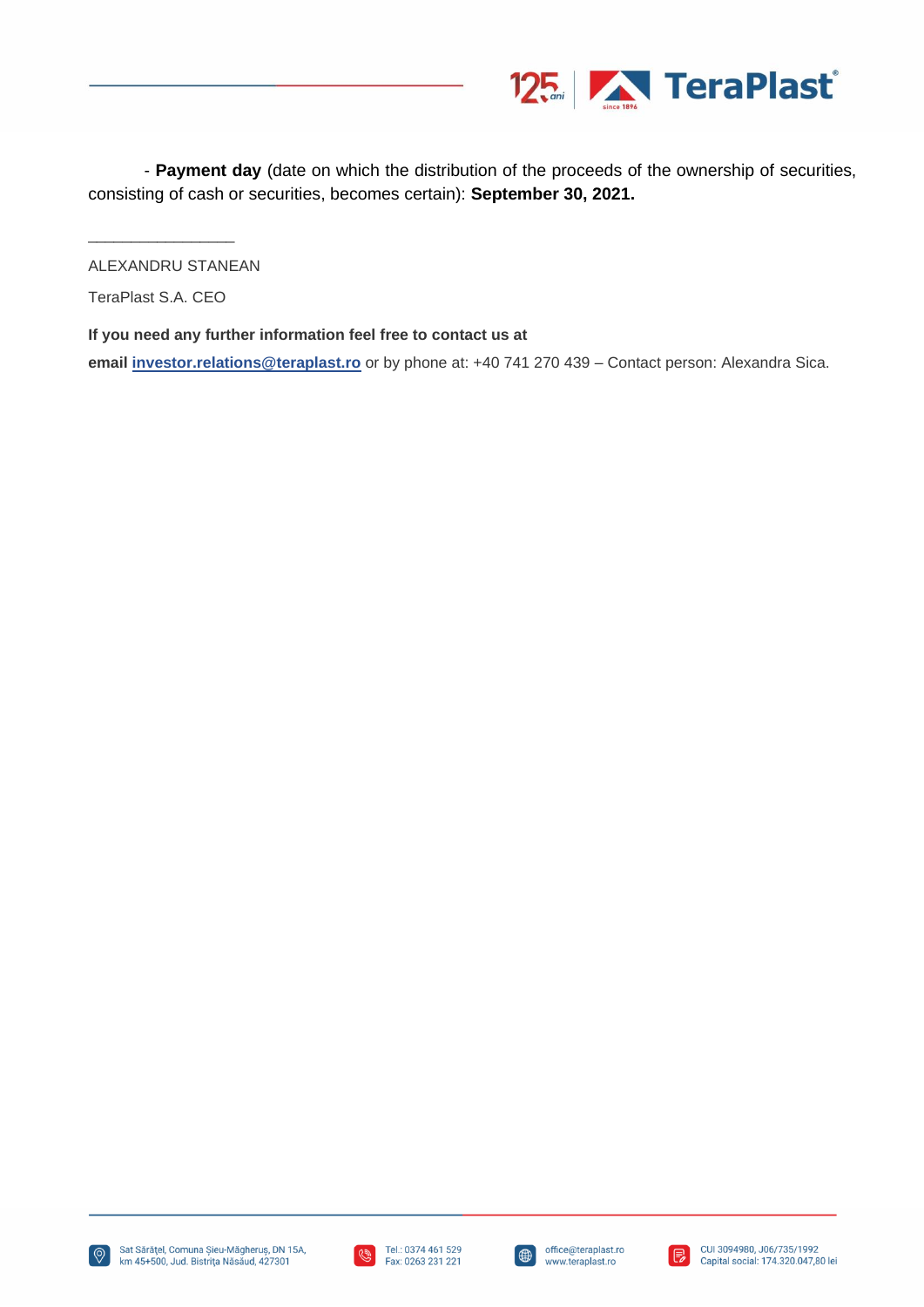- **Payment day** (date on which the distribution of the proceeds of the ownership of securities, consisting of cash or securities, becomes certain): **September 30, 2021.**

\_\_\_\_\_\_\_\_\_\_\_\_\_\_\_\_

ALEXANDRU STANEAN

TeraPlast S.A. CEO

**If you need any further information feel free to contact us at**

**email** **investor.relations@teraplast.ro** or by phone at: +40 741 270 439 – Contact person: Alexandra Sica.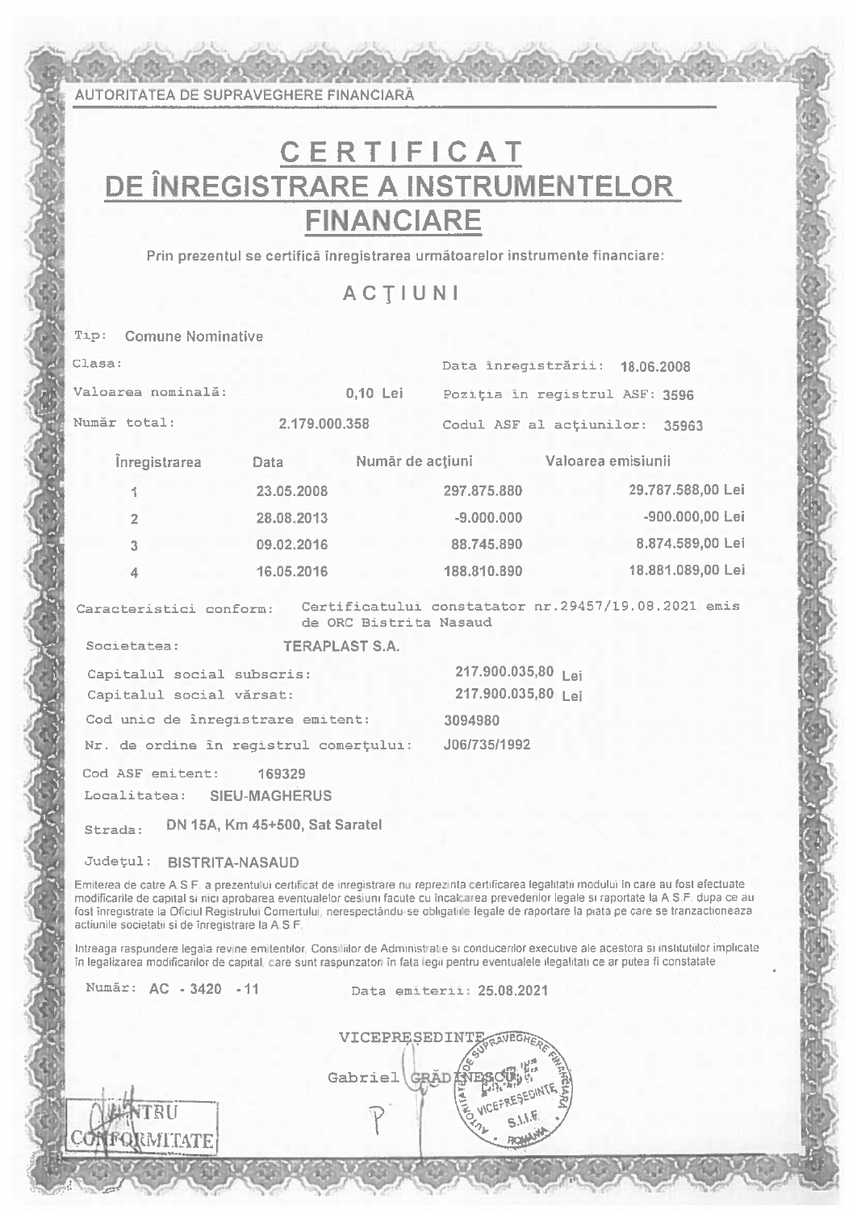AUTORITATEA DE SUPRAVEGHERE FINANCIARĂ

# CERTIFICAT
# DE ÎNREGISTRARE A INSTRUMENTELOR FINANCIARE

Prin prezentul se certifică înregistrarea următoarelor instrumente financiare:

## ACŢIUNI

Tip: Comune Nominative

Clasa:

Data înregistrării: 18.06.2008

Valoarea nominală: 0,10 Lei

Poziţia în registrul ASF: 3596

Număr total: 2.179.000.358

Codul ASF al acţiunilor: 35963

| Înregistrarea | Data | Număr de acţiuni | Valoarea emisiunii |
|---|---|---|---|
| 1 | 23.05.2008 | 297.875.880 | 29.787.588,00 Lei |
| 2 | 28.08.2013 | -9.000.000 | -900.000,00 Lei |
| 3 | 09.02.2016 | 88.745.890 | 8.874.589,00 Lei |
| 4 | 16.05.2016 | 188.810.890 | 18.881.089,00 Lei |

Caracteristici conform: Certificatului constatator nr.29457/19.08.2021 emis de ORC Bistrita Nasaud

Societatea: TERAPLAST S.A.

Capitalul social subscris: 217.900.035,80 Lei

Capitalul social vărsat: 217.900.035,80 Lei

Cod unic de înregistrare emitent: 3094980

Nr. de ordine în registrul comerţului: J06/735/1992

Cod ASF emitent: 169329

Localitatea: SIEU-MAGHERUS

Strada: DN 15A, Km 45+500, Sat Saratel

Judeţul: BISTRITA-NASAUD

Emiterea de catre A.S.F. a prezentului certificat de inregistrare nu reprezinta certificarea legalitatii modului in care au fost efectuate modificarile de capital si nici aprobarea eventualelor cesiuni facute cu incalcarea prevederilor legale si raportate la A.S.F. dupa ce au fost inregistrate la Oficiul Registrului Comertului, nerespectându-se obligatiile legale de raportare la piata pe care se tranzactioneaza actiunile societatii si de inregistrare la A.S.F.

Intreaga raspundere legala revine emitentilor, Consiliilor de Administratie si conducerilor executive ale acestora si institutiilor implicate in legalizarea modificarilor de capital, care sunt raspunzatori in fata legii pentru eventualele ilegalitati ce ar putea fi constatate.

Număr: AC - 3420 - 11

Data emiterii: 25.08.2021

VICEPREŞEDINTE

Gabriel GRĂDINESCU

PENTRU CONFORMITATE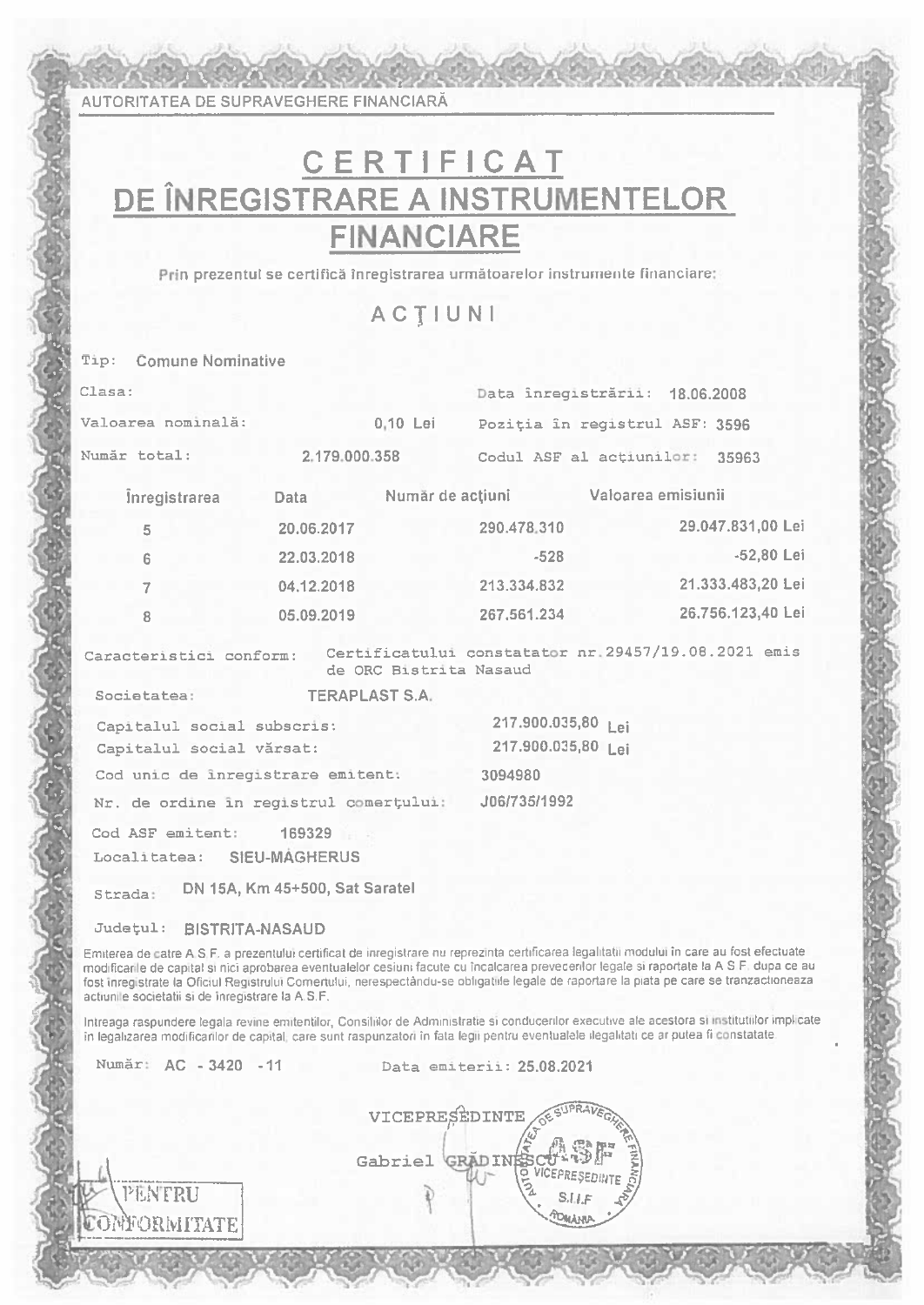AUTORITATEA DE SUPRAVEGHERE FINANCIARĂ

# CERTIFICAT
# DE ÎNREGISTRARE A INSTRUMENTELOR FINANCIARE

Prin prezentul se certifică înregistrarea următoarelor instrumente financiare:

## ACŢIUNI

Tip: Comune Nominative

Clasa:

Data înregistrării: 18.06.2008

Valoarea nominală: 0,10 Lei

Poziţia în registrul ASF: 3596

Număr total: 2.179.000.358

Codul ASF al acţiunilor: 35963

| Înregistrarea | Data | Număr de acţiuni | Valoarea emisiunii |
|---|---|---|---|
| 5 | 20.06.2017 | 290.478.310 | 29.047.831,00 Lei |
| 6 | 22.03.2018 | -528 | -52,80 Lei |
| 7 | 04.12.2018 | 213.334.832 | 21.333.483,20 Lei |
| 8 | 05.09.2019 | 267.561.234 | 26.756.123,40 Lei |

Caracteristici conform: Certificatului constatator nr.29457/19.08.2021 emis de ORC Bistrita Nasaud

Societatea: TERAPLAST S.A.

Capitalul social subscris: 217.900.035,80 Lei

Capitalul social vărsat: 217.900.035,80 Lei

Cod unic de înregistrare emitent: 3094980

Nr. de ordine în registrul comerţului: J06/735/1992

Cod ASF emitent: 169329

Localitatea: SIEU-MĂGHERUS

Strada: DN 15A, Km 45+500, Sat Saratel

Judeţul: BISTRITA-NASAUD

Emiterea de catre A.S.F. a prezentului certificat de inregistrare nu reprezinta certificarea legalitatii modului în care au fost efectuate modificarile de capital si nici aprobarea eventualelor cesiuni facute cu încalcarea prevederilor legale si raportate la A.S.F. dupa ce au fost inregistrate la Oficiul Registrului Comertului, nerespectându-se obligatiile legale de raportare la piata pe care se tranzactioneaza actiunile societatii si de înregistrare la A.S.F.

Intreaga raspundere legala revine emitentilor, Consiliilor de Administratie si conducerilor executive ale acestora si institutiilor implicate in legalizarea modificarilor de capital, care sunt raspunzatori în fata legii pentru eventualele ilegalitati ce ar putea fi constatate.

Număr: AC - 3420 - 11

Data emiterii: 25.08.2021

VICEPREŞEDINTE

Gabriel GRĂDINESCU

PENTRU CONFORMITATE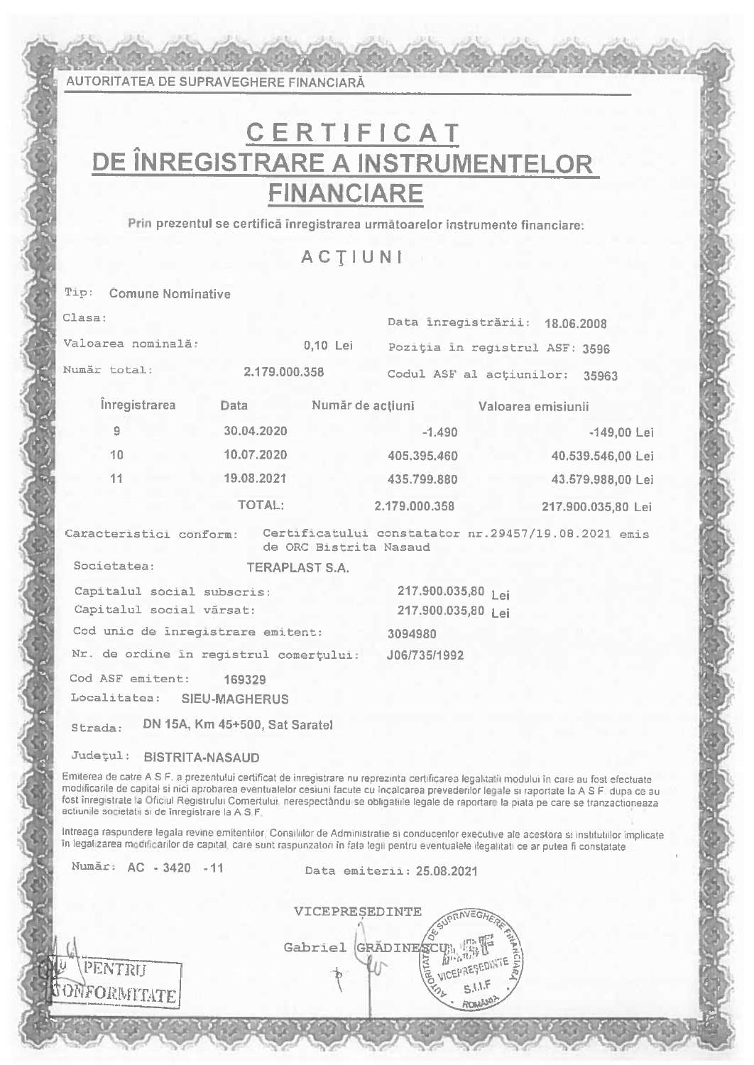AUTORITATEA DE SUPRAVEGHERE FINANCIARĂ

# CERTIFICAT
# DE ÎNREGISTRARE A INSTRUMENTELOR FINANCIARE

Prin prezentul se certifică înregistrarea următoarelor instrumente financiare:

## ACŢIUNI

Tip: Comune Nominative

Clasa:

Data înregistrării: 18.06.2008

Valoarea nominală: 0,10 Lei

Poziţia în registrul ASF: 3596

Număr total: 2.179.000.358

Codul ASF al acţiunilor: 35963

| Înregistrarea | Data | Număr de acţiuni | Valoarea emisiunii |
|---|---|---|---|
| 9 | 30.04.2020 | -1.490 | -149,00 Lei |
| 10 | 10.07.2020 | 405.395.460 | 40.539.546,00 Lei |
| 11 | 19.08.2021 | 435.799.880 | 43.579.988,00 Lei |
| | TOTAL: | 2.179.000.358 | 217.900.035,80 Lei |

Caracteristici conform: Certificatului constatator nr.29457/19.08.2021 emis de ORC Bistrita Nasaud

Societatea: TERAPLAST S.A.

Capitalul social subscris: 217.900.035,80 Lei

Capitalul social vărsat: 217.900.035,80 Lei

Cod unic de înregistrare emitent: 3094980

Nr. de ordine în registrul comerţului: J06/735/1992

Cod ASF emitent: 169329

Localitatea: SIEU-MAGHERUS

Strada: DN 15A, Km 45+500, Sat Saratel

Judeţul: BISTRITA-NASAUD

Emiterea de catre A.S.F. a prezentului certificat de inregistrare nu reprezinta certificarea legalitatii modului in care au fost efectuate modificarile de capital si nici aprobarea eventualelor cesiuni facute cu incalcarea prevederilor legale si raportate la A.S.F. dupa ce au fost inregistrate la Oficiul Registrului Comertului, nerespectându-se obligatiile legale de raportare la piata pe care se tranzactioneaza actiunile societatii si de inregistrare la A.S.F.

Intreaga raspundere legala revine emitentilor, Consiliilor de Administratie si conducerilor executive ale acestora si institutiilor implicate in legalizarea modificarilor de capital, care sunt raspunzatori in fata legii pentru eventualele ilegalitati ce ar putea fi constatate.

Număr: AC - 3420 - 11

Data emiterii: 25.08.2021

VICEPREŞEDINTE

Gabriel GRĂDINESCU

PENTRU CONFORMITATE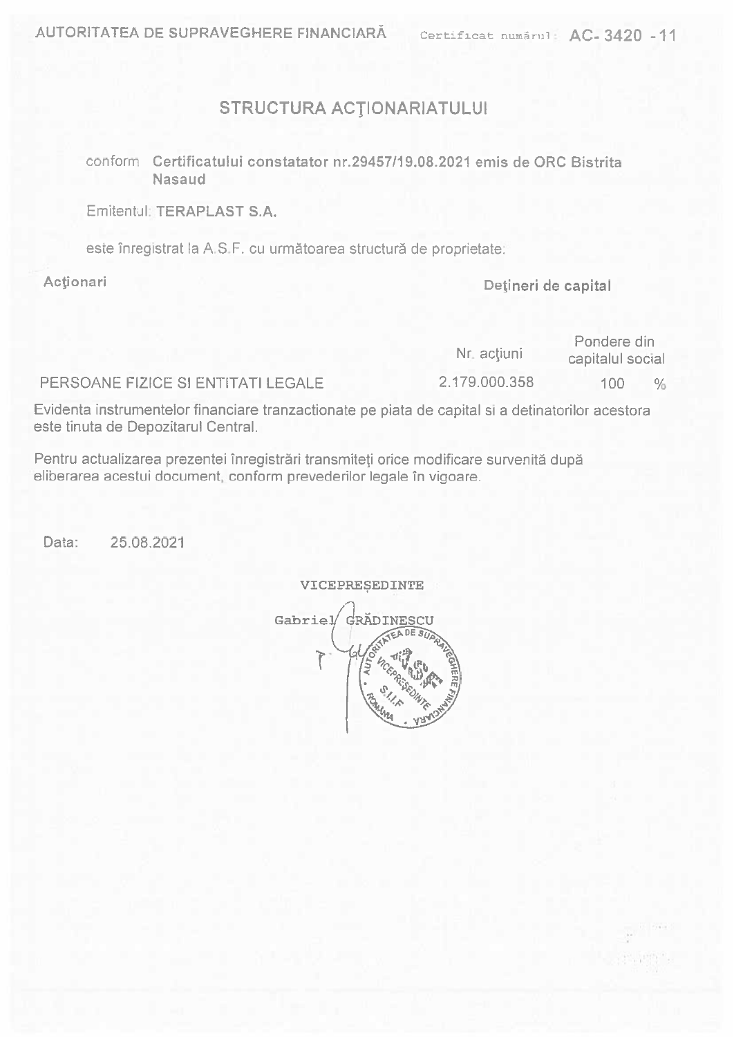AUTORITATEA DE SUPRAVEGHERE FINANCIARĂ Certificat numărul: AC- 3420 -11

# STRUCTURA ACŢIONARIATULUI

conform **Certificatului constatator nr.29457/19.08.2021 emis de ORC Bistrita Nasaud**

Emitentul: **TERAPLAST S.A.**

este înregistrat la A.S.F. cu următoarea structură de proprietate:

| Acţionari | Deţineri de capital | |
|---|---|---|
| | Nr. acţiuni | Pondere din capitalul social |
| PERSOANE FIZICE SI ENTITATI LEGALE | 2.179.000.358 | 100 % |

Evidenta instrumentelor financiare tranzactionate pe piata de capital si a detinatorilor acestora este tinuta de Depozitarul Central.

Pentru actualizarea prezentei înregistrări transmiteţi orice modificare survenită după eliberarea acestui document, conform prevederilor legale în vigoare.

Data: 25.08.2021

VICEPREŞEDINTE

Gabriel GRĂDINESCU